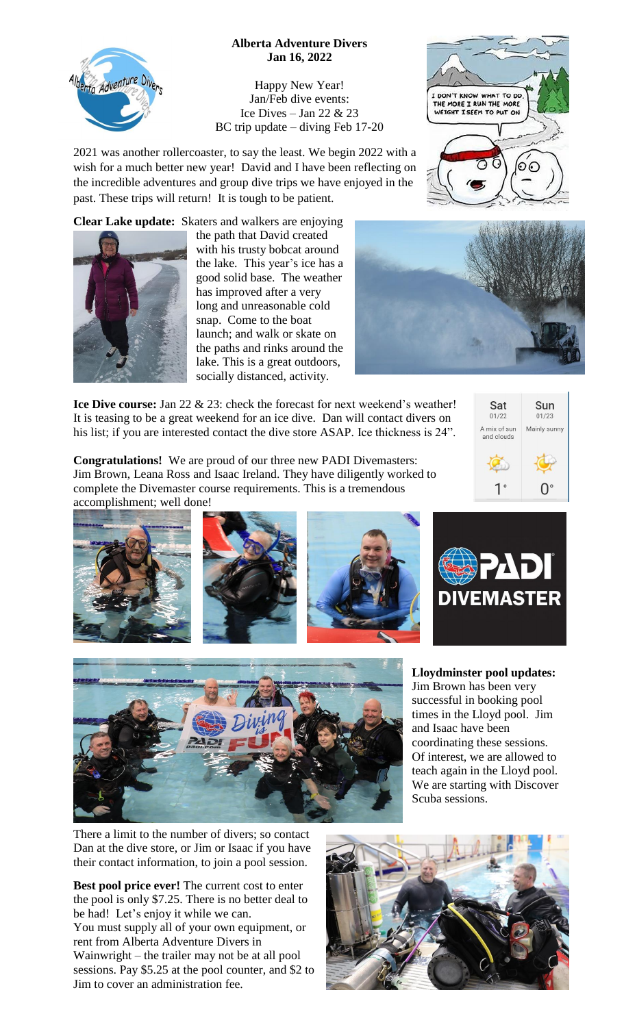**Alberta Adventure Divers**
**Jan 16, 2022**

Happy New Year!
Jan/Feb dive events:
Ice Dives – Jan 22 & 23
BC trip update – diving Feb 17-20

2021 was another rollercoaster, to say the least. We begin 2022 with a wish for a much better new year! David and I have been reflecting on the incredible adventures and group dive trips we have enjoyed in the past. These trips will return! It is tough to be patient.

**Clear Lake update:** Skaters and walkers are enjoying the path that David created with his trusty bobcat around the lake. This year's ice has a good solid base. The weather has improved after a very long and unreasonable cold snap. Come to the boat launch; and walk or skate on the paths and rinks around the lake. This is a great outdoors, socially distanced, activity.

**Ice Dive course:** Jan 22 & 23: check the forecast for next weekend's weather! It is teasing to be a great weekend for an ice dive. Dan will contact divers on his list; if you are interested contact the dive store ASAP. Ice thickness is 24".

| Sat 01/22 | Sun 01/23 |
|---|---|
| A mix of sun and clouds | Mainly sunny |
| 1° | 0° |

**Congratulations!** We are proud of our three new PADI Divemasters: Jim Brown, Leana Ross and Isaac Ireland. They have diligently worked to complete the Divemaster course requirements. This is a tremendous accomplishment; well done!

**Lloydminster pool updates:** Jim Brown has been very successful in booking pool times in the Lloyd pool. Jim and Isaac have been coordinating these sessions. Of interest, we are allowed to teach again in the Lloyd pool. We are starting with Discover Scuba sessions.

There a limit to the number of divers; so contact Dan at the dive store, or Jim or Isaac if you have their contact information, to join a pool session.

**Best pool price ever!** The current cost to enter the pool is only $7.25. There is no better deal to be had! Let's enjoy it while we can.
You must supply all of your own equipment, or rent from Alberta Adventure Divers in Wainwright – the trailer may not be at all pool sessions. Pay $5.25 at the pool counter, and $2 to Jim to cover an administration fee.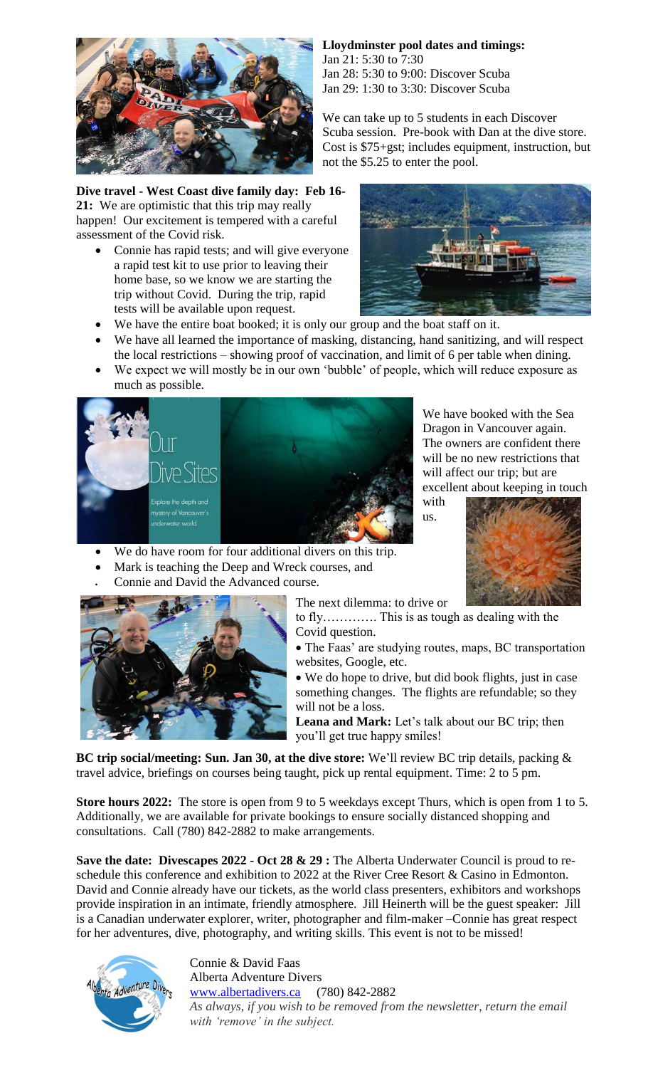**Lloydminster pool dates and timings:**
Jan 21: 5:30 to 7:30
Jan 28: 5:30 to 9:00: Discover Scuba
Jan 29: 1:30 to 3:30: Discover Scuba

We can take up to 5 students in each Discover Scuba session. Pre-book with Dan at the dive store. Cost is $75+gst; includes equipment, instruction, but not the $5.25 to enter the pool.

**Dive travel - West Coast dive family day: Feb 16-21:** We are optimistic that this trip may really happen! Our excitement is tempered with a careful assessment of the Covid risk.

- Connie has rapid tests; and will give everyone a rapid test kit to use prior to leaving their home base, so we know we are starting the trip without Covid. During the trip, rapid tests will be available upon request.
- We have the entire boat booked; it is only our group and the boat staff on it.
- We have all learned the importance of masking, distancing, hand sanitizing, and will respect the local restrictions – showing proof of vaccination, and limit of 6 per table when dining.
- We expect we will mostly be in our own 'bubble' of people, which will reduce exposure as much as possible.

We have booked with the Sea Dragon in Vancouver again. The owners are confident there will be no new restrictions that will affect our trip; but are excellent about keeping in touch with us.

- We do have room for four additional divers on this trip.
- Mark is teaching the Deep and Wreck courses, and
- Connie and David the Advanced course.

The next dilemma: to drive or to fly…………. This is as tough as dealing with the Covid question.

- The Faas' are studying routes, maps, BC transportation websites, Google, etc.
- We do hope to drive, but did book flights, just in case something changes. The flights are refundable; so they will not be a loss.

**Leana and Mark:** Let's talk about our BC trip; then you'll get true happy smiles!

**BC trip social/meeting: Sun. Jan 30, at the dive store:** We'll review BC trip details, packing & travel advice, briefings on courses being taught, pick up rental equipment. Time: 2 to 5 pm.

**Store hours 2022:** The store is open from 9 to 5 weekdays except Thurs, which is open from 1 to 5. Additionally, we are available for private bookings to ensure socially distanced shopping and consultations. Call (780) 842-2882 to make arrangements.

**Save the date: Divescapes 2022 - Oct 28 & 29 :** The Alberta Underwater Council is proud to re-schedule this conference and exhibition to 2022 at the River Cree Resort & Casino in Edmonton. David and Connie already have our tickets, as the world class presenters, exhibitors and workshops provide inspiration in an intimate, friendly atmosphere. Jill Heinerth will be the guest speaker: Jill is a Canadian underwater explorer, writer, photographer and film-maker –Connie has great respect for her adventures, dive, photography, and writing skills. This event is not to be missed!

Connie & David Faas
Alberta Adventure Divers
www.albertadivers.ca (780) 842-2882
*As always, if you wish to be removed from the newsletter, return the email with 'remove' in the subject.*